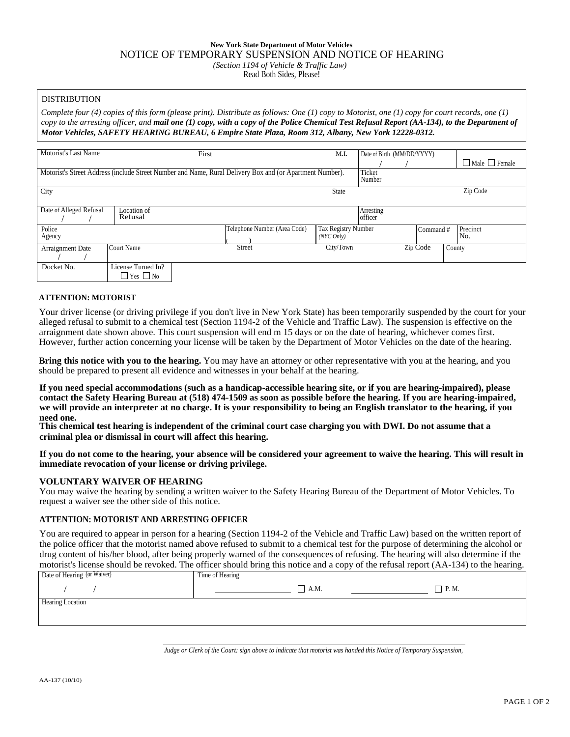**New York State Department of Motor Vehicles**

# NOTICE OF TEMPORARY SUSPENSION AND NOTICE OF HEARING

*(Section 1194 of Vehicle & Traffic Law)*

Read Both Sides, Please!

DISTRIBUTION

*Complete four (4) copies of this form (please print). Distribute as follows: One (1) copy to Motorist, one (1) copy for court records, one (1) copy to the arresting officer, and* ***mail one (1) copy, with a copy of the Police Chemical Test Refusal Report (AA-134), to the Department of Motor Vehicles, SAFETY HEARING BUREAU, 6 Empire State Plaza, Room 312, Albany, New York 12228-0312.***

| Motorist's Last Name | First | M.I. | Date of Birth (MM/DD/YYYY) / / | ☐ Male ☐ Female |
|---|---|---|---|---|
| Motorist's Street Address (include Street Number and Name, Rural Delivery Box and (or Apartment Number). | | | Ticket Number | |
| City | | State | | Zip Code |
| Date of Alleged Refusal / / | Location of Refusal | | Arresting officer | |

| Police Agency | Telephone Number (Area Code) ( ) | Tax Registry Number (NYC Only) | Command # | Precinct No. |
|---|---|---|---|---|

| Arraignment Date / / | Court Name | Street | City/Town | Zip Code | County |
|---|---|---|---|---|---|
| Docket No. | License Turned In? ☐ Yes ☐ No | | | | |

**ATTENTION: MOTORIST**

Your driver license (or driving privilege if you don't live in New York State) has been temporarily suspended by the court for your alleged refusal to submit to a chemical test (Section 1194-2 of the Vehicle and Traffic Law). The suspension is effective on the arraignment date shown above. This court suspension will end m 15 days or on the date of hearing, whichever comes first. However, further action concerning your license will be taken by the Department of Motor Vehicles on the date of the hearing.

**Bring this notice with you to the hearing.** You may have an attorney or other representative with you at the hearing, and you should be prepared to present all evidence and witnesses in your behalf at the hearing.

**If you need special accommodations (such as a handicap-accessible hearing site, or if you are hearing-impaired), please contact the Safety Hearing Bureau at (518) 474-1509 as soon as possible before the hearing. If you are hearing-impaired, we will provide an interpreter at no charge. It is your responsibility to being an English translator to the hearing, if you need one.**

**This chemical test hearing is independent of the criminal court case charging you with DWI. Do not assume that a criminal plea or dismissal in court will affect this hearing.**

**If you do not come to the hearing, your absence will be considered your agreement to waive the hearing. This will result in immediate revocation of your license or driving privilege.**

**VOLUNTARY WAIVER OF HEARING**

You may waive the hearing by sending a written waiver to the Safety Hearing Bureau of the Department of Motor Vehicles. To request a waiver see the other side of this notice.

**ATTENTION: MOTORIST AND ARRESTING OFFICER**

You are required to appear in person for a hearing (Section 1194-2 of the Vehicle and Traffic Law) based on the written report of the police officer that the motorist named above refused to submit to a chemical test for the purpose of determining the alcohol or drug content of his/her blood, after being properly warned of the consequences of refusing. The hearing will also determine if the motorist's license should be revoked. The officer should bring this notice and a copy of the refusal report (AA-134) to the hearing.

| Date of Hearing (or Waiver) / / | Time of Hearing ________ ☐ A.M. ________ ☐ P. M. |
|---|---|
| Hearing Location | |

*Judge or Clerk of the Court: sign above to indicate that motorist was handed this Notice of Temporary Suspension,*

AA-137 (10/10)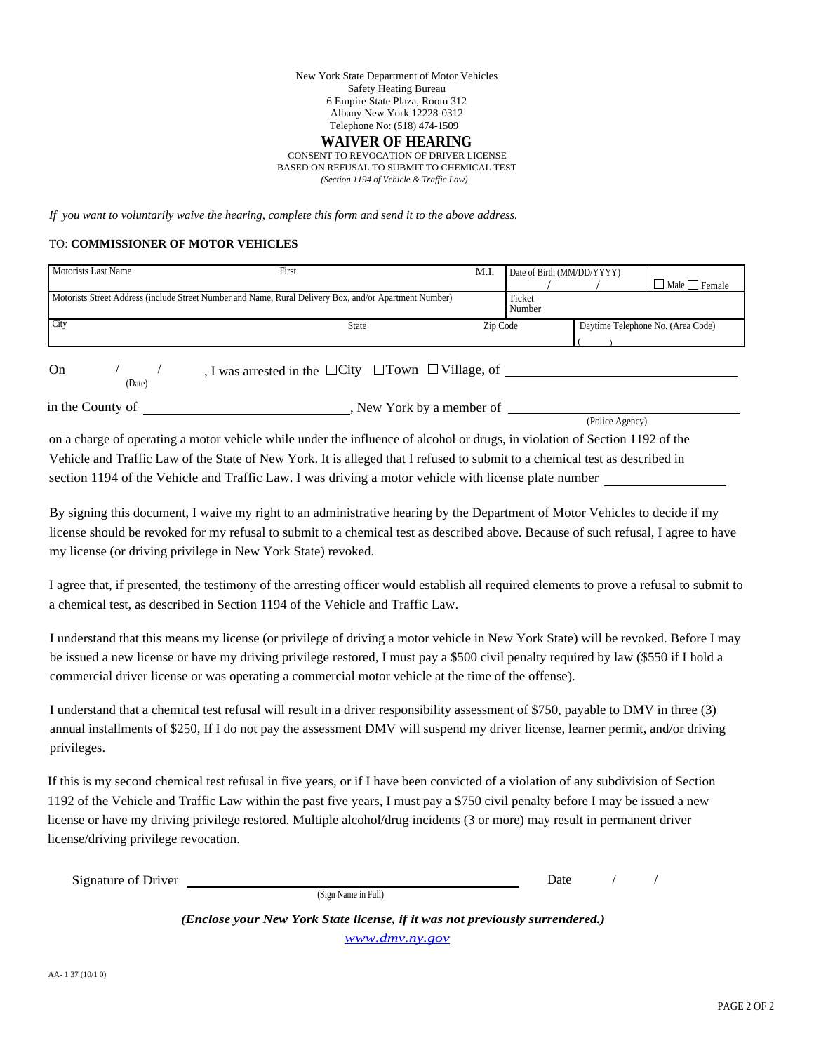New York State Department of Motor Vehicles
Safety Heating Bureau
6 Empire State Plaza, Room 312
Albany New York 12228-0312
Telephone No: (518) 474-1509

# WAIVER OF HEARING

CONSENT TO REVOCATION OF DRIVER LICENSE
BASED ON REFUSAL TO SUBMIT TO CHEMICAL TEST
*(Section 1194 of Vehicle & Traffic Law)*

*If you want to voluntarily waive the hearing, complete this form and send it to the above address.*

TO: **COMMISSIONER OF MOTOR VEHICLES**

| | | | | |
|---|---|---|---|---|
| Motorists Last Name | First | M.I. | Date of Birth (MM/DD/YYYY) / / | ☐ Male ☐ Female |
| Motorists Street Address (include Street Number and Name, Rural Delivery Box, and/or Apartment Number) | | | Ticket Number | |
| City | State | Zip Code | Daytime Telephone No. (Area Code) ( ) | |

On ____/____/____ (Date), I was arrested in the ☐City ☐Town ☐Village, of ______________________________

in the County of ______________________________, New York by a member of ______________________________ (Police Agency)

on a charge of operating a motor vehicle while under the influence of alcohol or drugs, in violation of Section 1192 of the Vehicle and Traffic Law of the State of New York. It is alleged that I refused to submit to a chemical test as described in section 1194 of the Vehicle and Traffic Law. I was driving a motor vehicle with license plate number ______________

By signing this document, I waive my right to an administrative hearing by the Department of Motor Vehicles to decide if my license should be revoked for my refusal to submit to a chemical test as described above. Because of such refusal, I agree to have my license (or driving privilege in New York State) revoked.

I agree that, if presented, the testimony of the arresting officer would establish all required elements to prove a refusal to submit to a chemical test, as described in Section 1194 of the Vehicle and Traffic Law.

I understand that this means my license (or privilege of driving a motor vehicle in New York State) will be revoked. Before I may be issued a new license or have my driving privilege restored, I must pay a $500 civil penalty required by law ($550 if I hold a commercial driver license or was operating a commercial motor vehicle at the time of the offense).

I understand that a chemical test refusal will result in a driver responsibility assessment of $750, payable to DMV in three (3) annual installments of $250, If I do not pay the assessment DMV will suspend my driver license, learner permit, and/or driving privileges.

If this is my second chemical test refusal in five years, or if I have been convicted of a violation of any subdivision of Section 1192 of the Vehicle and Traffic Law within the past five years, I must pay a $750 civil penalty before I may be issued a new license or have my driving privilege restored. Multiple alcohol/drug incidents (3 or more) may result in permanent driver license/driving privilege revocation.

Signature of Driver ______________________________ (Sign Name in Full) Date ____/____/____

***(Enclose your New York State license, if it was not previously surrendered.)***

*www.dmv.ny.gov*

AA- 1 37 (10/1 0)